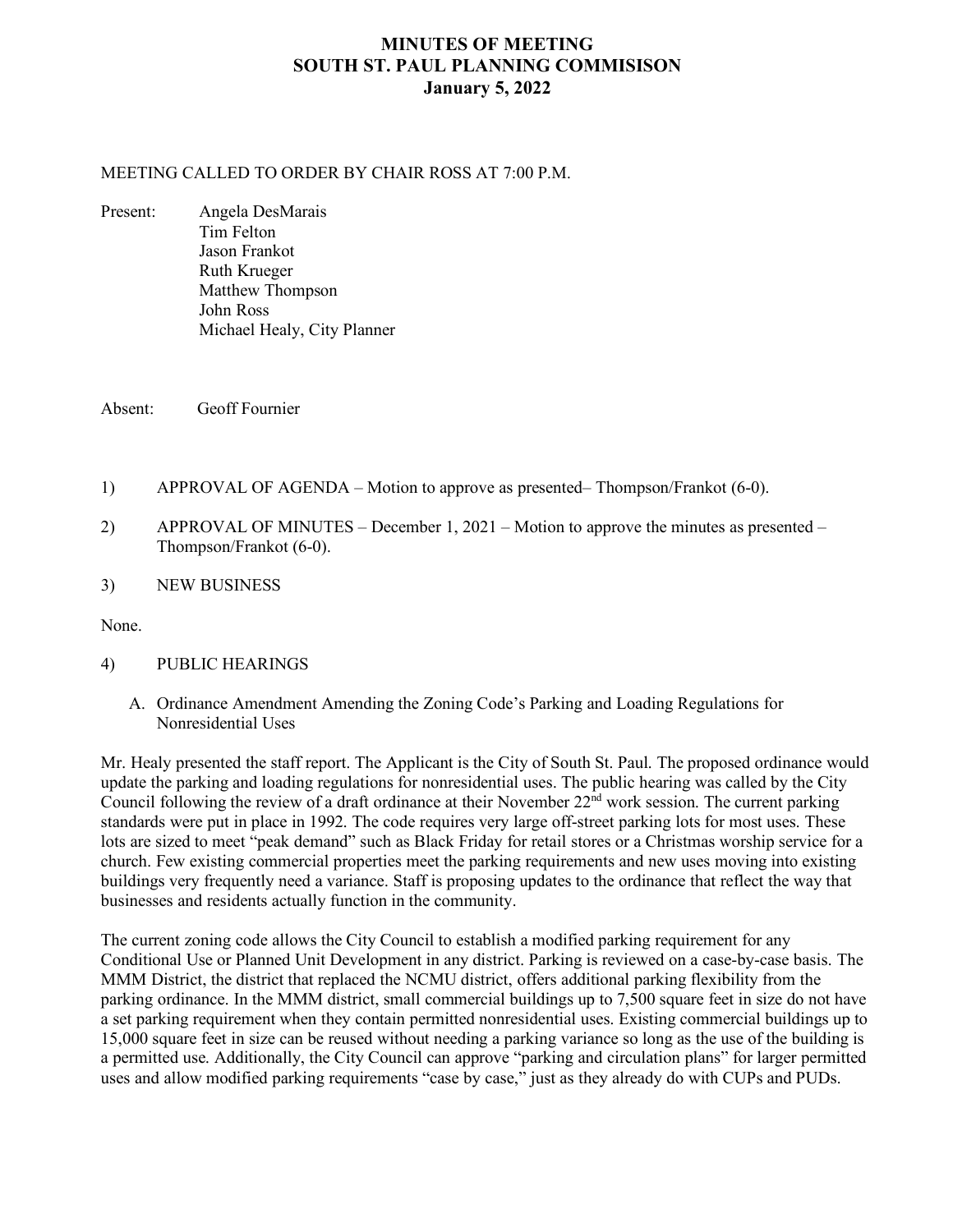# MINUTES OF MEETING
# SOUTH ST. PAUL PLANNING COMMISISON
# January 5, 2022

MEETING CALLED TO ORDER BY CHAIR ROSS AT 7:00 P.M.

Present:
- Angela DesMarais
- Tim Felton
- Jason Frankot
- Ruth Krueger
- Matthew Thompson
- John Ross
- Michael Healy, City Planner

Absent: Geoff Fournier

1) APPROVAL OF AGENDA – Motion to approve as presented– Thompson/Frankot (6-0).

2) APPROVAL OF MINUTES – December 1, 2021 – Motion to approve the minutes as presented – Thompson/Frankot (6-0).

3) NEW BUSINESS

None.

4) PUBLIC HEARINGS

A. Ordinance Amendment Amending the Zoning Code's Parking and Loading Regulations for Nonresidential Uses

Mr. Healy presented the staff report. The Applicant is the City of South St. Paul. The proposed ordinance would update the parking and loading regulations for nonresidential uses. The public hearing was called by the City Council following the review of a draft ordinance at their November 22nd work session. The current parking standards were put in place in 1992. The code requires very large off-street parking lots for most uses. These lots are sized to meet "peak demand" such as Black Friday for retail stores or a Christmas worship service for a church. Few existing commercial properties meet the parking requirements and new uses moving into existing buildings very frequently need a variance. Staff is proposing updates to the ordinance that reflect the way that businesses and residents actually function in the community.

The current zoning code allows the City Council to establish a modified parking requirement for any Conditional Use or Planned Unit Development in any district. Parking is reviewed on a case-by-case basis. The MMM District, the district that replaced the NCMU district, offers additional parking flexibility from the parking ordinance. In the MMM district, small commercial buildings up to 7,500 square feet in size do not have a set parking requirement when they contain permitted nonresidential uses. Existing commercial buildings up to 15,000 square feet in size can be reused without needing a parking variance so long as the use of the building is a permitted use. Additionally, the City Council can approve "parking and circulation plans" for larger permitted uses and allow modified parking requirements "case by case," just as they already do with CUPs and PUDs.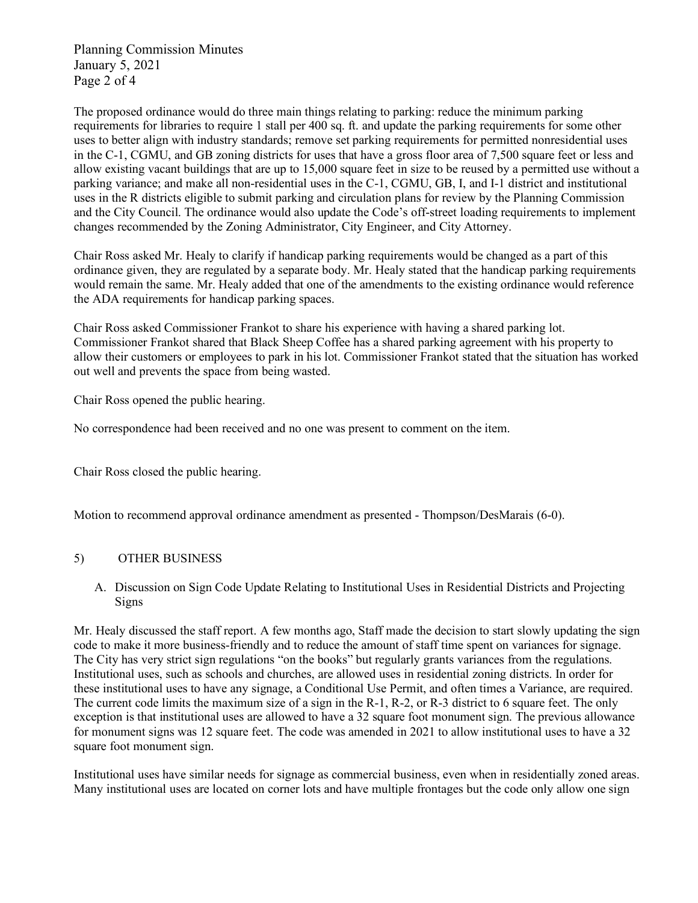The proposed ordinance would do three main things relating to parking: reduce the minimum parking requirements for libraries to require 1 stall per 400 sq. ft. and update the parking requirements for some other uses to better align with industry standards; remove set parking requirements for permitted nonresidential uses in the C-1, CGMU, and GB zoning districts for uses that have a gross floor area of 7,500 square feet or less and allow existing vacant buildings that are up to 15,000 square feet in size to be reused by a permitted use without a parking variance; and make all non-residential uses in the C-1, CGMU, GB, I, and I-1 district and institutional uses in the R districts eligible to submit parking and circulation plans for review by the Planning Commission and the City Council. The ordinance would also update the Code's off-street loading requirements to implement changes recommended by the Zoning Administrator, City Engineer, and City Attorney.

Chair Ross asked Mr. Healy to clarify if handicap parking requirements would be changed as a part of this ordinance given, they are regulated by a separate body. Mr. Healy stated that the handicap parking requirements would remain the same. Mr. Healy added that one of the amendments to the existing ordinance would reference the ADA requirements for handicap parking spaces.

Chair Ross asked Commissioner Frankot to share his experience with having a shared parking lot. Commissioner Frankot shared that Black Sheep Coffee has a shared parking agreement with his property to allow their customers or employees to park in his lot. Commissioner Frankot stated that the situation has worked out well and prevents the space from being wasted.

Chair Ross opened the public hearing.

No correspondence had been received and no one was present to comment on the item.

Chair Ross closed the public hearing.

Motion to recommend approval ordinance amendment as presented - Thompson/DesMarais (6-0).

## 5) OTHER BUSINESS

A. Discussion on Sign Code Update Relating to Institutional Uses in Residential Districts and Projecting Signs

Mr. Healy discussed the staff report. A few months ago, Staff made the decision to start slowly updating the sign code to make it more business-friendly and to reduce the amount of staff time spent on variances for signage. The City has very strict sign regulations "on the books" but regularly grants variances from the regulations. Institutional uses, such as schools and churches, are allowed uses in residential zoning districts. In order for these institutional uses to have any signage, a Conditional Use Permit, and often times a Variance, are required. The current code limits the maximum size of a sign in the R-1, R-2, or R-3 district to 6 square feet. The only exception is that institutional uses are allowed to have a 32 square foot monument sign. The previous allowance for monument signs was 12 square feet. The code was amended in 2021 to allow institutional uses to have a 32 square foot monument sign.

Institutional uses have similar needs for signage as commercial business, even when in residentially zoned areas. Many institutional uses are located on corner lots and have multiple frontages but the code only allow one sign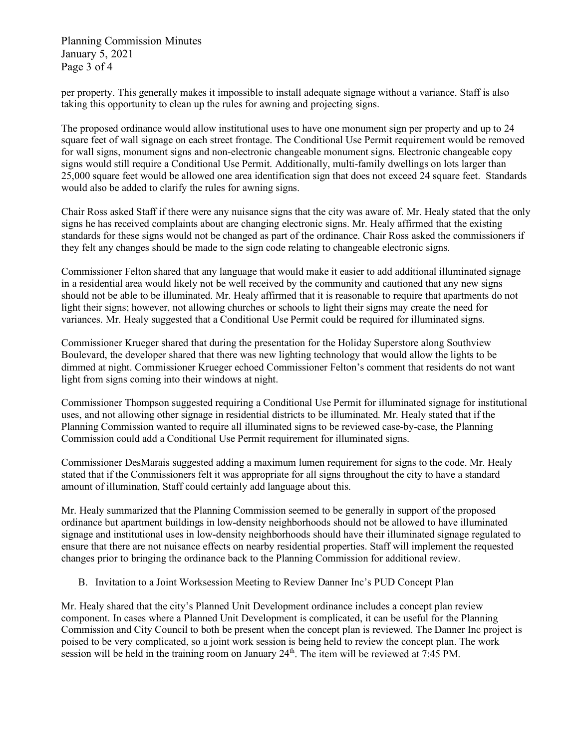per property. This generally makes it impossible to install adequate signage without a variance. Staff is also taking this opportunity to clean up the rules for awning and projecting signs.

The proposed ordinance would allow institutional uses to have one monument sign per property and up to 24 square feet of wall signage on each street frontage. The Conditional Use Permit requirement would be removed for wall signs, monument signs and non-electronic changeable monument signs. Electronic changeable copy signs would still require a Conditional Use Permit. Additionally, multi-family dwellings on lots larger than 25,000 square feet would be allowed one area identification sign that does not exceed 24 square feet. Standards would also be added to clarify the rules for awning signs.

Chair Ross asked Staff if there were any nuisance signs that the city was aware of. Mr. Healy stated that the only signs he has received complaints about are changing electronic signs. Mr. Healy affirmed that the existing standards for these signs would not be changed as part of the ordinance. Chair Ross asked the commissioners if they felt any changes should be made to the sign code relating to changeable electronic signs.

Commissioner Felton shared that any language that would make it easier to add additional illuminated signage in a residential area would likely not be well received by the community and cautioned that any new signs should not be able to be illuminated. Mr. Healy affirmed that it is reasonable to require that apartments do not light their signs; however, not allowing churches or schools to light their signs may create the need for variances. Mr. Healy suggested that a Conditional Use Permit could be required for illuminated signs.

Commissioner Krueger shared that during the presentation for the Holiday Superstore along Southview Boulevard, the developer shared that there was new lighting technology that would allow the lights to be dimmed at night. Commissioner Krueger echoed Commissioner Felton's comment that residents do not want light from signs coming into their windows at night.

Commissioner Thompson suggested requiring a Conditional Use Permit for illuminated signage for institutional uses, and not allowing other signage in residential districts to be illuminated. Mr. Healy stated that if the Planning Commission wanted to require all illuminated signs to be reviewed case-by-case, the Planning Commission could add a Conditional Use Permit requirement for illuminated signs.

Commissioner DesMarais suggested adding a maximum lumen requirement for signs to the code. Mr. Healy stated that if the Commissioners felt it was appropriate for all signs throughout the city to have a standard amount of illumination, Staff could certainly add language about this.

Mr. Healy summarized that the Planning Commission seemed to be generally in support of the proposed ordinance but apartment buildings in low-density neighborhoods should not be allowed to have illuminated signage and institutional uses in low-density neighborhoods should have their illuminated signage regulated to ensure that there are not nuisance effects on nearby residential properties. Staff will implement the requested changes prior to bringing the ordinance back to the Planning Commission for additional review.

B. Invitation to a Joint Worksession Meeting to Review Danner Inc's PUD Concept Plan

Mr. Healy shared that the city's Planned Unit Development ordinance includes a concept plan review component. In cases where a Planned Unit Development is complicated, it can be useful for the Planning Commission and City Council to both be present when the concept plan is reviewed. The Danner Inc project is poised to be very complicated, so a joint work session is being held to review the concept plan. The work session will be held in the training room on January 24th. The item will be reviewed at 7:45 PM.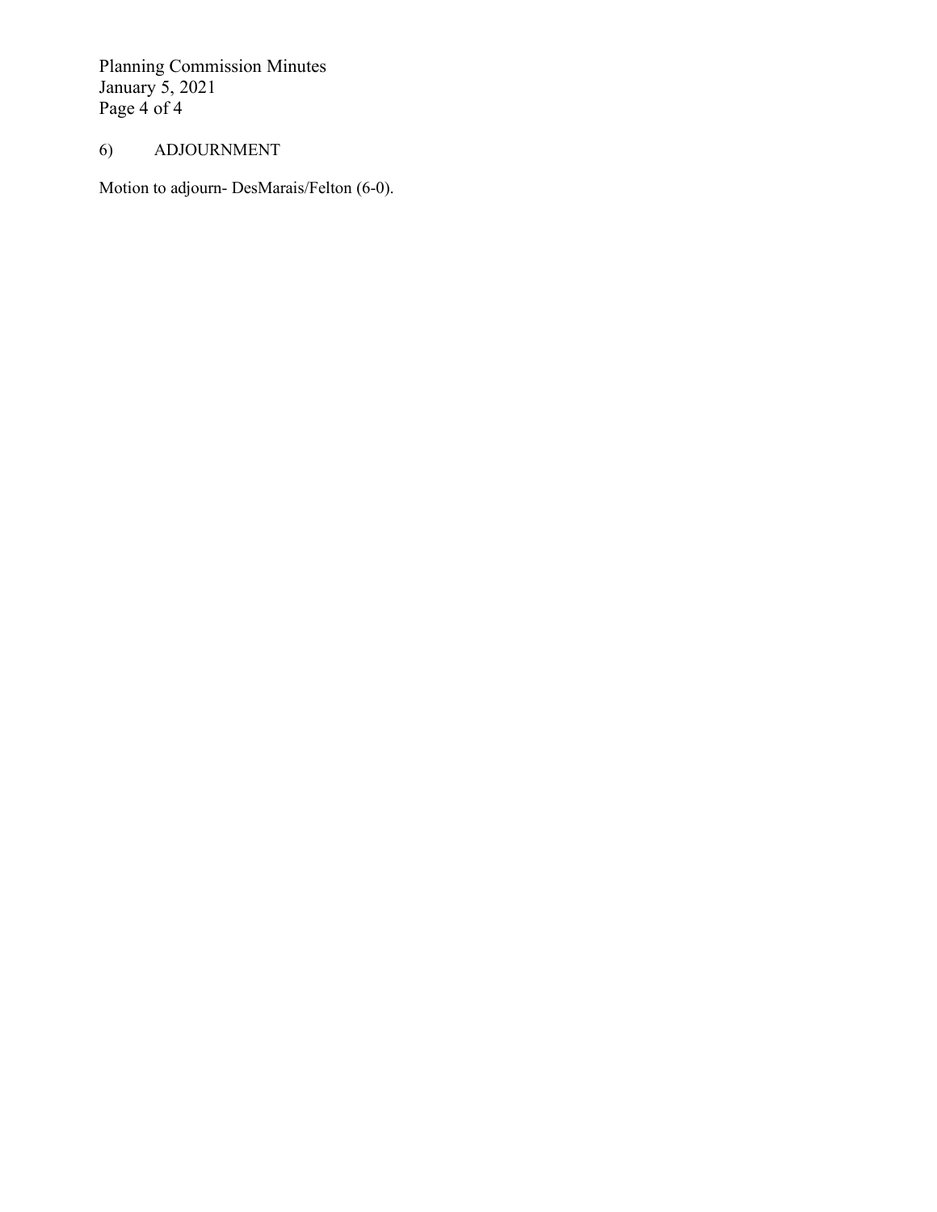6) ADJOURNMENT

Motion to adjourn- DesMarais/Felton (6-0).